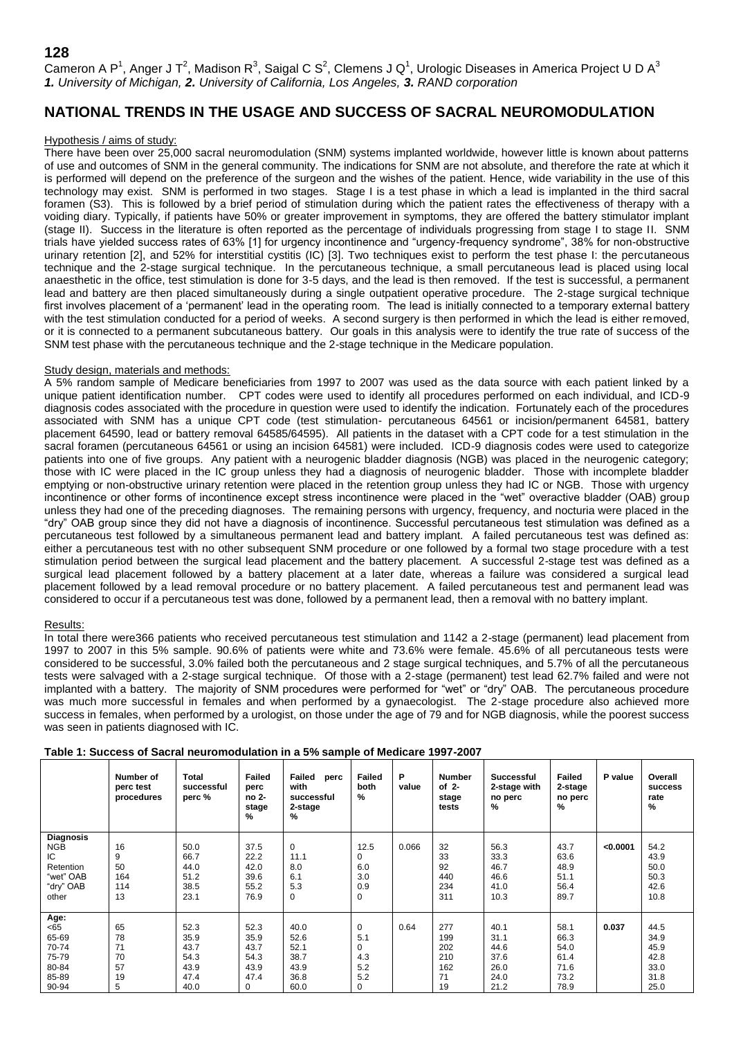**128**

Cameron A P[1], Anger J T[2], Madison R[3], Saigal C S[2], Clemens J Q[1], Urologic Diseases in America Project U D A[3]

*1. University of Michigan, 2. University of California, Los Angeles, 3. RAND corporation*

# NATIONAL TRENDS IN THE USAGE AND SUCCESS OF SACRAL NEUROMODULATION

## Hypothesis / aims of study:

There have been over 25,000 sacral neuromodulation (SNM) systems implanted worldwide, however little is known about patterns of use and outcomes of SNM in the general community. The indications for SNM are not absolute, and therefore the rate at which it is performed will depend on the preference of the surgeon and the wishes of the patient. Hence, wide variability in the use of this technology may exist. SNM is performed in two stages. Stage I is a test phase in which a lead is implanted in the third sacral foramen (S3). This is followed by a brief period of stimulation during which the patient rates the effectiveness of therapy with a voiding diary. Typically, if patients have 50% or greater improvement in symptoms, they are offered the battery stimulator implant (stage II). Success in the literature is often reported as the percentage of individuals progressing from stage I to stage II. SNM trials have yielded success rates of 63% [1] for urgency incontinence and "urgency-frequency syndrome", 38% for non-obstructive urinary retention [2], and 52% for interstitial cystitis (IC) [3]. Two techniques exist to perform the test phase I: the percutaneous technique and the 2-stage surgical technique. In the percutaneous technique, a small percutaneous lead is placed using local anaesthetic in the office, test stimulation is done for 3-5 days, and the lead is then removed. If the test is successful, a permanent lead and battery are then placed simultaneously during a single outpatient operative procedure. The 2-stage surgical technique first involves placement of a 'permanent' lead in the operating room. The lead is initially connected to a temporary external battery with the test stimulation conducted for a period of weeks. A second surgery is then performed in which the lead is either removed, or it is connected to a permanent subcutaneous battery. Our goals in this analysis were to identify the true rate of success of the SNM test phase with the percutaneous technique and the 2-stage technique in the Medicare population.

## Study design, materials and methods:

A 5% random sample of Medicare beneficiaries from 1997 to 2007 was used as the data source with each patient linked by a unique patient identification number. CPT codes were used to identify all procedures performed on each individual, and ICD-9 diagnosis codes associated with the procedure in question were used to identify the indication. Fortunately each of the procedures associated with SNM has a unique CPT code (test stimulation- percutaneous 64561 or incision/permanent 64581, battery placement 64590, lead or battery removal 64585/64595). All patients in the dataset with a CPT code for a test stimulation in the sacral foramen (percutaneous 64561 or using an incision 64581) were included. ICD-9 diagnosis codes were used to categorize patients into one of five groups. Any patient with a neurogenic bladder diagnosis (NGB) was placed in the neurogenic category; those with IC were placed in the IC group unless they had a diagnosis of neurogenic bladder. Those with incomplete bladder emptying or non-obstructive urinary retention were placed in the retention group unless they had IC or NGB. Those with urgency incontinence or other forms of incontinence except stress incontinence were placed in the "wet" overactive bladder (OAB) group unless they had one of the preceding diagnoses. The remaining persons with urgency, frequency, and nocturia were placed in the "dry" OAB group since they did not have a diagnosis of incontinence. Successful percutaneous test stimulation was defined as a percutaneous test followed by a simultaneous permanent lead and battery implant. A failed percutaneous test was defined as: either a percutaneous test with no other subsequent SNM procedure or one followed by a formal two stage procedure with a test stimulation period between the surgical lead placement and the battery placement. A successful 2-stage test was defined as a surgical lead placement followed by a battery placement at a later date, whereas a failure was considered a surgical lead placement followed by a lead removal procedure or no battery placement. A failed percutaneous test and permanent lead was considered to occur if a percutaneous test was done, followed by a permanent lead, then a removal with no battery implant.

## Results:

In total there were366 patients who received percutaneous test stimulation and 1142 a 2-stage (permanent) lead placement from 1997 to 2007 in this 5% sample. 90.6% of patients were white and 73.6% were female. 45.6% of all percutaneous tests were considered to be successful, 3.0% failed both the percutaneous and 2 stage surgical techniques, and 5.7% of all the percutaneous tests were salvaged with a 2-stage surgical technique. Of those with a 2-stage (permanent) test lead 62.7% failed and were not implanted with a battery. The majority of SNM procedures were performed for "wet" or "dry" OAB. The percutaneous procedure was much more successful in females and when performed by a gynaecologist. The 2-stage procedure also achieved more success in females, when performed by a urologist, on those under the age of 79 and for NGB diagnosis, while the poorest success was seen in patients diagnosed with IC.

**Table 1: Success of Sacral neuromodulation in a 5% sample of Medicare 1997-2007**

| | Number of perc test procedures | Total successful perc % | Failed perc no 2-stage % | Failed perc with successful 2-stage % | Failed both % | P value | Number of 2-stage tests | Successful 2-stage with no perc % | Failed 2-stage no perc % | P value | Overall success rate % |
|---|---|---|---|---|---|---|---|---|---|---|---|
| **Diagnosis** | | | | | | | | | | | |
| NGB | 16 | 50.0 | 37.5 | 0 | 12.5 | 0.066 | 32 | 56.3 | 43.7 | **<0.0001** | 54.2 |
| IC | 9 | 66.7 | 22.2 | 11.1 | 0 | | 33 | 33.3 | 63.6 | | 43.9 |
| Retention | 50 | 44.0 | 42.0 | 8.0 | 6.0 | | 92 | 46.7 | 48.9 | | 50.0 |
| "wet" OAB | 164 | 51.2 | 39.6 | 6.1 | 3.0 | | 440 | 46.6 | 51.1 | | 50.3 |
| "dry" OAB | 114 | 38.5 | 55.2 | 5.3 | 0.9 | | 234 | 41.0 | 56.4 | | 42.6 |
| other | 13 | 23.1 | 76.9 | 0 | 0 | | 311 | 10.3 | 89.7 | | 10.8 |
| **Age:** | | | | | | | | | | | |
| <65 | 65 | 52.3 | 52.3 | 40.0 | 0 | 0.64 | 277 | 40.1 | 58.1 | **0.037** | 44.5 |
| 65-69 | 78 | 35.9 | 35.9 | 52.6 | 5.1 | | 199 | 31.1 | 66.3 | | 34.9 |
| 70-74 | 71 | 43.7 | 43.7 | 52.1 | 0 | | 202 | 44.6 | 54.0 | | 45.9 |
| 75-79 | 70 | 54.3 | 54.3 | 38.7 | 4.3 | | 210 | 37.6 | 61.4 | | 42.8 |
| 80-84 | 57 | 43.9 | 43.9 | 43.9 | 5.2 | | 162 | 26.0 | 71.6 | | 33.0 |
| 85-89 | 19 | 47.4 | 47.4 | 36.8 | 5.2 | | 71 | 24.0 | 73.2 | | 31.8 |
| 90-94 | 5 | 40.0 | 0 | 60.0 | 0 | | 19 | 21.2 | 78.9 | | 25.0 |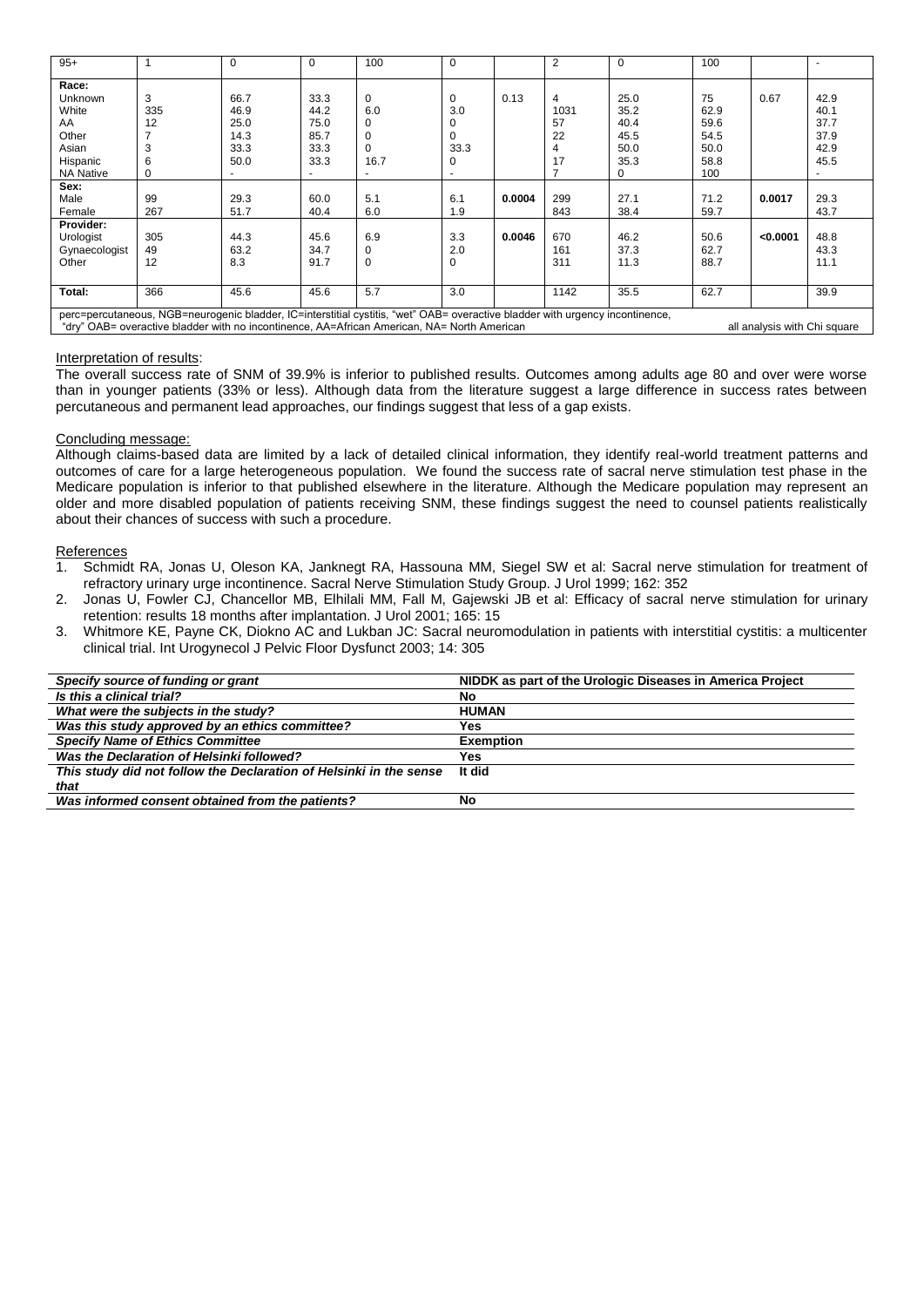| | | | | | | | | | | | |
|---|---|---|---|---|---|---|---|---|---|---|---|
| 95+ | 1 | 0 | 0 | 100 | 0 | | 2 | 0 | 100 | | - |
| **Race:** | | | | | | | | | | | |
| Unknown | 3 | 66.7 | 33.3 | 0 | 0 | 0.13 | 4 | 25.0 | 75 | 0.67 | 42.9 |
| White | 335 | 46.9 | 44.2 | 6.0 | 3.0 | | 1031 | 35.2 | 62.9 | | 40.1 |
| AA | 12 | 25.0 | 75.0 | 0 | 0 | | 57 | 40.4 | 59.6 | | 37.7 |
| Other | 7 | 14.3 | 85.7 | 0 | 0 | | 22 | 45.5 | 54.5 | | 37.9 |
| Asian | 3 | 33.3 | 33.3 | 0 | 33.3 | | 4 | 50.0 | 50.0 | | 42.9 |
| Hispanic | 6 | 50.0 | 33.3 | 16.7 | 0 | | 17 | 35.3 | 58.8 | | 45.5 |
| NA Native | 0 | - | - | - | - | | 7 | 0 | 100 | | - |
| **Sex:** | | | | | | | | | | | |
| Male | 99 | 29.3 | 60.0 | 5.1 | 6.1 | **0.0004** | 299 | 27.1 | 71.2 | **0.0017** | 29.3 |
| Female | 267 | 51.7 | 40.4 | 6.0 | 1.9 | | 843 | 38.4 | 59.7 | | 43.7 |
| **Provider:** | | | | | | | | | | | |
| Urologist | 305 | 44.3 | 45.6 | 6.9 | 3.3 | **0.0046** | 670 | 46.2 | 50.6 | **<0.0001** | 48.8 |
| Gynaecologist | 49 | 63.2 | 34.7 | 0 | 2.0 | | 161 | 37.3 | 62.7 | | 43.3 |
| Other | 12 | 8.3 | 91.7 | 0 | 0 | | 311 | 11.3 | 88.7 | | 11.1 |
| **Total:** | 366 | 45.6 | 45.6 | 5.7 | 3.0 | | 1142 | 35.5 | 62.7 | | 39.9 |

perc=percutaneous, NGB=neurogenic bladder, IC=interstitial cystitis, "wet" OAB= overactive bladder with urgency incontinence, "dry" OAB= overactive bladder with no incontinence, AA=African American, NA= North American

all analysis with Chi square

Interpretation of results:

The overall success rate of SNM of 39.9% is inferior to published results. Outcomes among adults age 80 and over were worse than in younger patients (33% or less). Although data from the literature suggest a large difference in success rates between percutaneous and permanent lead approaches, our findings suggest that less of a gap exists.

Concluding message:

Although claims-based data are limited by a lack of detailed clinical information, they identify real-world treatment patterns and outcomes of care for a large heterogeneous population. We found the success rate of sacral nerve stimulation test phase in the Medicare population is inferior to that published elsewhere in the literature. Although the Medicare population may represent an older and more disabled population of patients receiving SNM, these findings suggest the need to counsel patients realistically about their chances of success with such a procedure.

References

1. Schmidt RA, Jonas U, Oleson KA, Janknegt RA, Hassouna MM, Siegel SW et al: Sacral nerve stimulation for treatment of refractory urinary urge incontinence. Sacral Nerve Stimulation Study Group. J Urol 1999; 162: 352
2. Jonas U, Fowler CJ, Chancellor MB, Elhilali MM, Fall M, Gajewski JB et al: Efficacy of sacral nerve stimulation for urinary retention: results 18 months after implantation. J Urol 2001; 165: 15
3. Whitmore KE, Payne CK, Diokno AC and Lukban JC: Sacral neuromodulation in patients with interstitial cystitis: a multicenter clinical trial. Int Urogynecol J Pelvic Floor Dysfunct 2003; 14: 305

| | |
|---|---|
| ***Specify source of funding or grant*** | **NIDDK as part of the Urologic Diseases in America Project** |
| ***Is this a clinical trial?*** | **No** |
| ***What were the subjects in the study?*** | **HUMAN** |
| ***Was this study approved by an ethics committee?*** | **Yes** |
| ***Specify Name of Ethics Committee*** | **Exemption** |
| ***Was the Declaration of Helsinki followed?*** | **Yes** |
| ***This study did not follow the Declaration of Helsinki in the sense that*** | **It did** |
| ***Was informed consent obtained from the patients?*** | **No** |